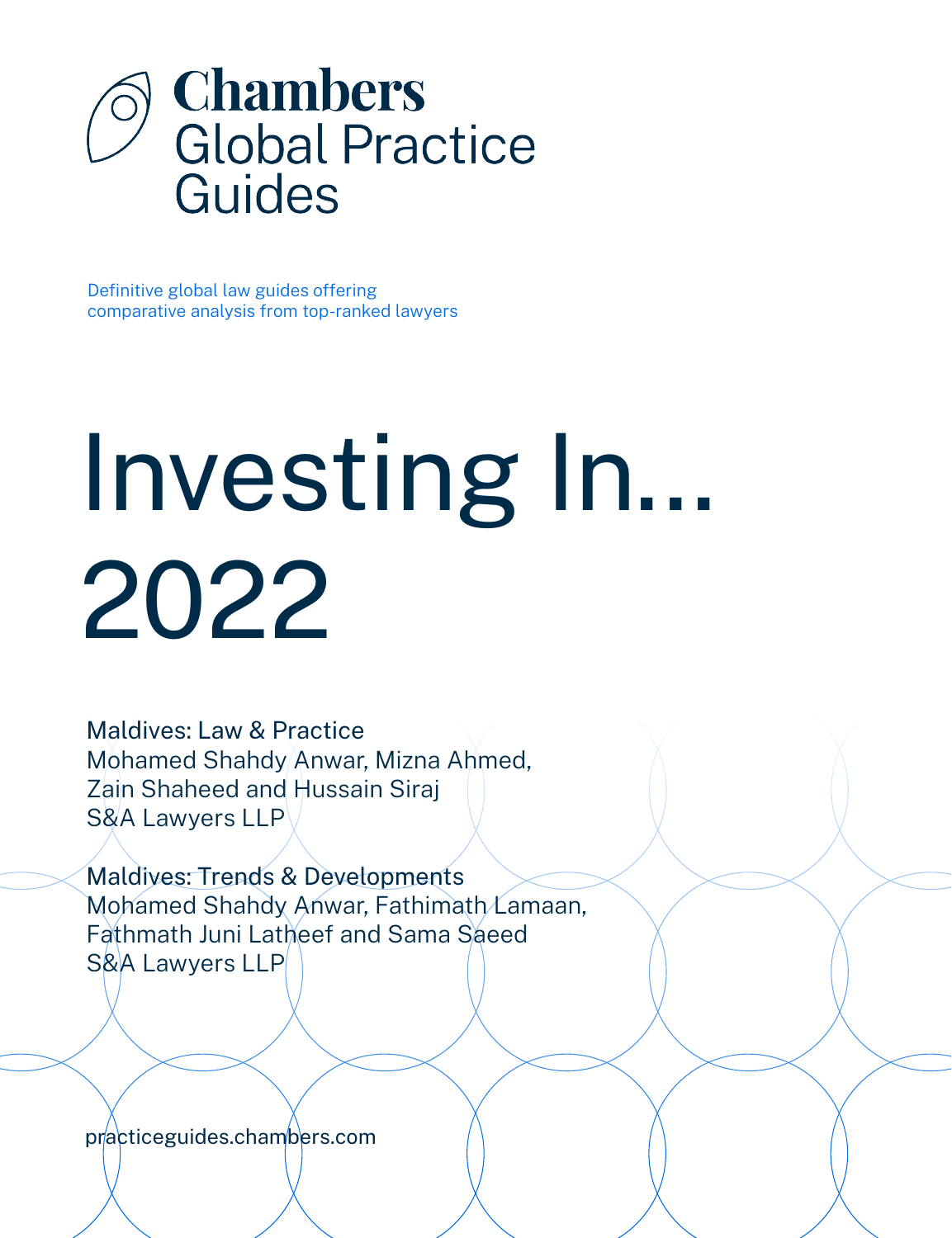# Chambers
## Global Practice Guides

Definitive global law guides offering comparative analysis from top-ranked lawyers

# Investing In... 2022

Maldives: Law & Practice
Mohamed Shahdy Anwar, Mizna Ahmed, Zain Shaheed and Hussain Siraj
S&A Lawyers LLP

Maldives: Trends & Developments
Mohamed Shahdy Anwar, Fathimath Lamaan, Fathmath Juni Latheef and Sama Saeed
S&A Lawyers LLP

practiceguides.chambers.com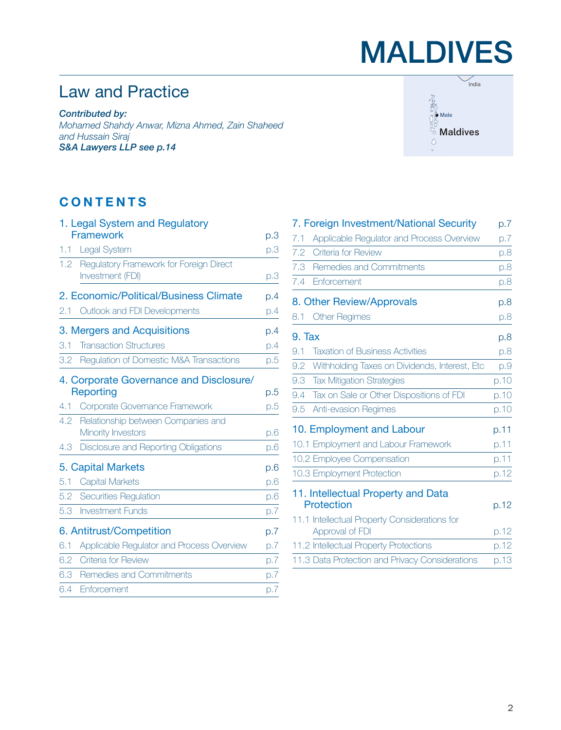# MALDIVES

## Law and Practice

***Contributed by:***
*Mohamed Shahdy Anwar, Mizna Ahmed, Zain Shaheed and Hussain Siraj*
***S&A Lawyers LLP see p.14***

## CONTENTS

**1. Legal System and Regulatory Framework** p.3
- 1.1 Legal System p.3
- 1.2 Regulatory Framework for Foreign Direct Investment (FDI) p.3

**2. Economic/Political/Business Climate** p.4
- 2.1 Outlook and FDI Developments p.4

**3. Mergers and Acquisitions** p.4
- 3.1 Transaction Structures p.4
- 3.2 Regulation of Domestic M&A Transactions p.5

**4. Corporate Governance and Disclosure/Reporting** p.5
- 4.1 Corporate Governance Framework p.5
- 4.2 Relationship between Companies and Minority Investors p.6
- 4.3 Disclosure and Reporting Obligations p.6

**5. Capital Markets** p.6
- 5.1 Capital Markets p.6
- 5.2 Securities Regulation p.6
- 5.3 Investment Funds p.7

**6. Antitrust/Competition** p.7
- 6.1 Applicable Regulator and Process Overview p.7
- 6.2 Criteria for Review p.7
- 6.3 Remedies and Commitments p.7
- 6.4 Enforcement p.7

**7. Foreign Investment/National Security** p.7
- 7.1 Applicable Regulator and Process Overview p.7
- 7.2 Criteria for Review p.8
- 7.3 Remedies and Commitments p.8
- 7.4 Enforcement p.8

**8. Other Review/Approvals** p.8
- 8.1 Other Regimes p.8

**9. Tax** p.8
- 9.1 Taxation of Business Activities p.8
- 9.2 Withholding Taxes on Dividends, Interest, Etc p.9
- 9.3 Tax Mitigation Strategies p.10
- 9.4 Tax on Sale or Other Dispositions of FDI p.10
- 9.5 Anti-evasion Regimes p.10

**10. Employment and Labour** p.11
- 10.1 Employment and Labour Framework p.11
- 10.2 Employee Compensation p.11
- 10.3 Employment Protection p.12

**11. Intellectual Property and Data Protection** p.12
- 11.1 Intellectual Property Considerations for Approval of FDI p.12
- 11.2 Intellectual Property Protections p.12
- 11.3 Data Protection and Privacy Considerations p.13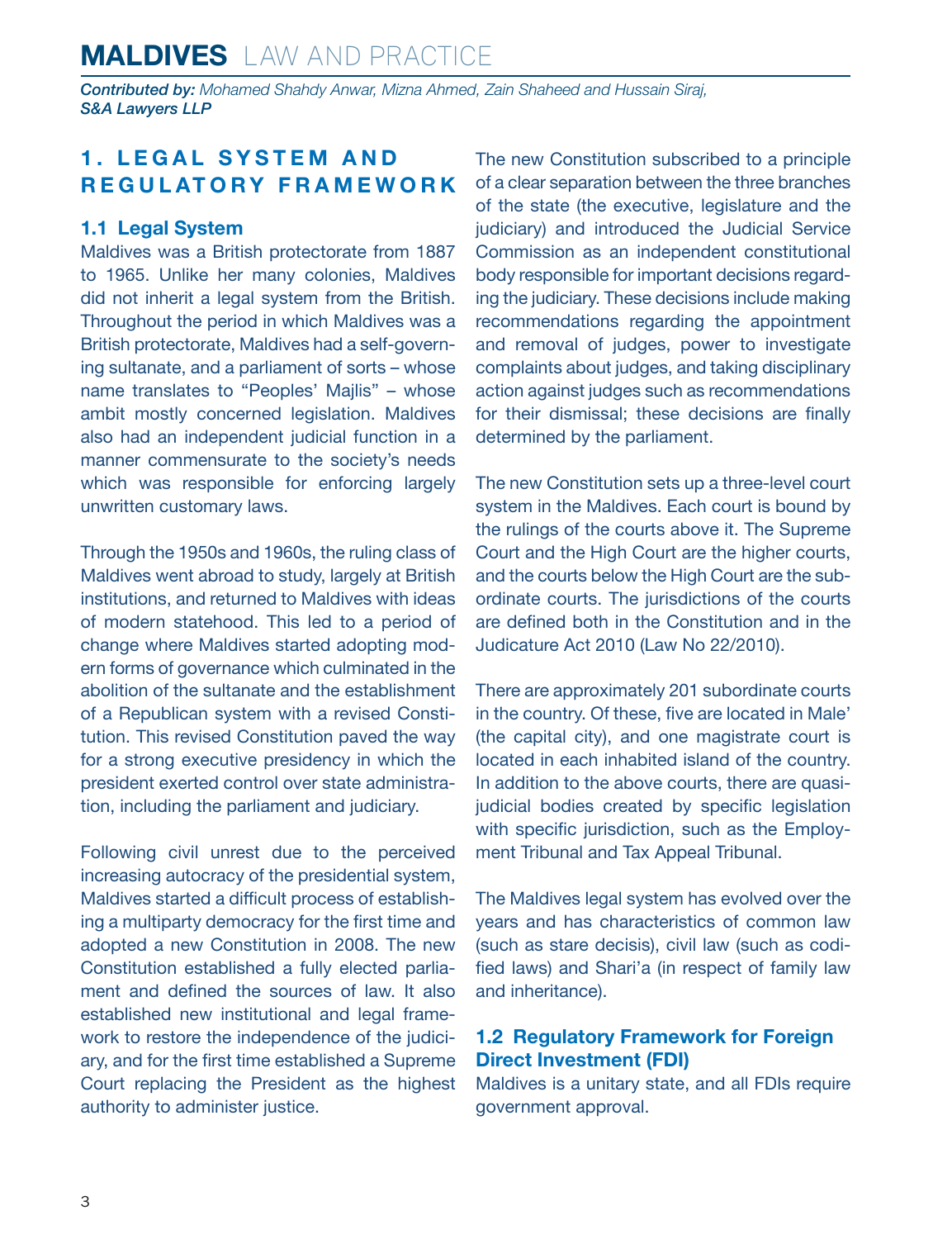## 1. LEGAL SYSTEM AND REGULATORY FRAMEWORK

### 1.1 Legal System

Maldives was a British protectorate from 1887 to 1965. Unlike her many colonies, Maldives did not inherit a legal system from the British. Throughout the period in which Maldives was a British protectorate, Maldives had a self-governing sultanate, and a parliament of sorts – whose name translates to "Peoples' Majlis" – whose ambit mostly concerned legislation. Maldives also had an independent judicial function in a manner commensurate to the society's needs which was responsible for enforcing largely unwritten customary laws.

Through the 1950s and 1960s, the ruling class of Maldives went abroad to study, largely at British institutions, and returned to Maldives with ideas of modern statehood. This led to a period of change where Maldives started adopting modern forms of governance which culminated in the abolition of the sultanate and the establishment of a Republican system with a revised Constitution. This revised Constitution paved the way for a strong executive presidency in which the president exerted control over state administration, including the parliament and judiciary.

Following civil unrest due to the perceived increasing autocracy of the presidential system, Maldives started a difficult process of establishing a multiparty democracy for the first time and adopted a new Constitution in 2008. The new Constitution established a fully elected parliament and defined the sources of law. It also established new institutional and legal framework to restore the independence of the judiciary, and for the first time established a Supreme Court replacing the President as the highest authority to administer justice.

The new Constitution subscribed to a principle of a clear separation between the three branches of the state (the executive, legislature and the judiciary) and introduced the Judicial Service Commission as an independent constitutional body responsible for important decisions regarding the judiciary. These decisions include making recommendations regarding the appointment and removal of judges, power to investigate complaints about judges, and taking disciplinary action against judges such as recommendations for their dismissal; these decisions are finally determined by the parliament.

The new Constitution sets up a three-level court system in the Maldives. Each court is bound by the rulings of the courts above it. The Supreme Court and the High Court are the higher courts, and the courts below the High Court are the subordinate courts. The jurisdictions of the courts are defined both in the Constitution and in the Judicature Act 2010 (Law No 22/2010).

There are approximately 201 subordinate courts in the country. Of these, five are located in Male' (the capital city), and one magistrate court is located in each inhabited island of the country. In addition to the above courts, there are quasi-judicial bodies created by specific legislation with specific jurisdiction, such as the Employment Tribunal and Tax Appeal Tribunal.

The Maldives legal system has evolved over the years and has characteristics of common law (such as stare decisis), civil law (such as codified laws) and Shari'a (in respect of family law and inheritance).

### 1.2 Regulatory Framework for Foreign Direct Investment (FDI)

Maldives is a unitary state, and all FDIs require government approval.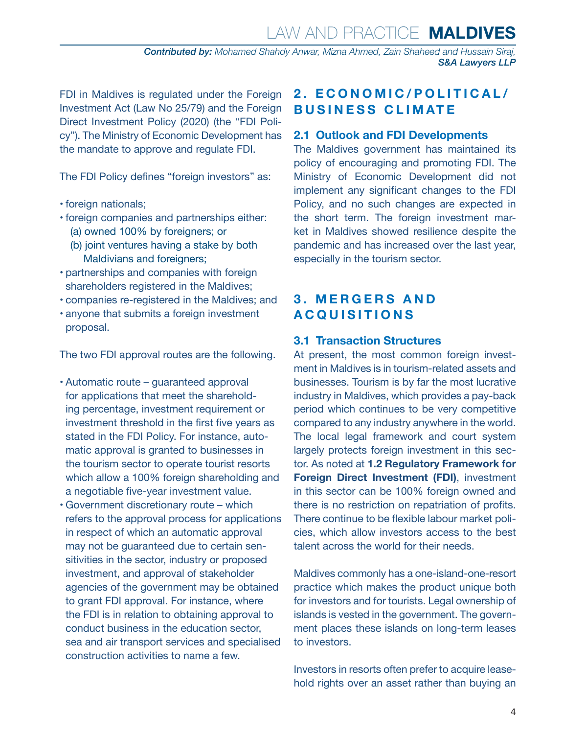FDI in Maldives is regulated under the Foreign Investment Act (Law No 25/79) and the Foreign Direct Investment Policy (2020) (the "FDI Policy"). The Ministry of Economic Development has the mandate to approve and regulate FDI.

The FDI Policy defines "foreign investors" as:

- foreign nationals;
- foreign companies and partnerships either:
  (a) owned 100% by foreigners; or
  (b) joint ventures having a stake by both Maldivians and foreigners;
- partnerships and companies with foreign shareholders registered in the Maldives;
- companies re-registered in the Maldives; and
- anyone that submits a foreign investment proposal.

The two FDI approval routes are the following.

- Automatic route – guaranteed approval for applications that meet the shareholding percentage, investment requirement or investment threshold in the first five years as stated in the FDI Policy. For instance, automatic approval is granted to businesses in the tourism sector to operate tourist resorts which allow a 100% foreign shareholding and a negotiable five-year investment value.
- Government discretionary route – which refers to the approval process for applications in respect of which an automatic approval may not be guaranteed due to certain sensitivities in the sector, industry or proposed investment, and approval of stakeholder agencies of the government may be obtained to grant FDI approval. For instance, where the FDI is in relation to obtaining approval to conduct business in the education sector, sea and air transport services and specialised construction activities to name a few.

## 2. ECONOMIC/POLITICAL/BUSINESS CLIMATE

### 2.1 Outlook and FDI Developments

The Maldives government has maintained its policy of encouraging and promoting FDI. The Ministry of Economic Development did not implement any significant changes to the FDI Policy, and no such changes are expected in the short term. The foreign investment market in Maldives showed resilience despite the pandemic and has increased over the last year, especially in the tourism sector.

## 3. MERGERS AND ACQUISITIONS

### 3.1 Transaction Structures

At present, the most common foreign investment in Maldives is in tourism-related assets and businesses. Tourism is by far the most lucrative industry in Maldives, which provides a pay-back period which continues to be very competitive compared to any industry anywhere in the world. The local legal framework and court system largely protects foreign investment in this sector. As noted at **1.2 Regulatory Framework for Foreign Direct Investment (FDI)**, investment in this sector can be 100% foreign owned and there is no restriction on repatriation of profits. There continue to be flexible labour market policies, which allow investors access to the best talent across the world for their needs.

Maldives commonly has a one-island-one-resort practice which makes the product unique both for investors and for tourists. Legal ownership of islands is vested in the government. The government places these islands on long-term leases to investors.

Investors in resorts often prefer to acquire leasehold rights over an asset rather than buying an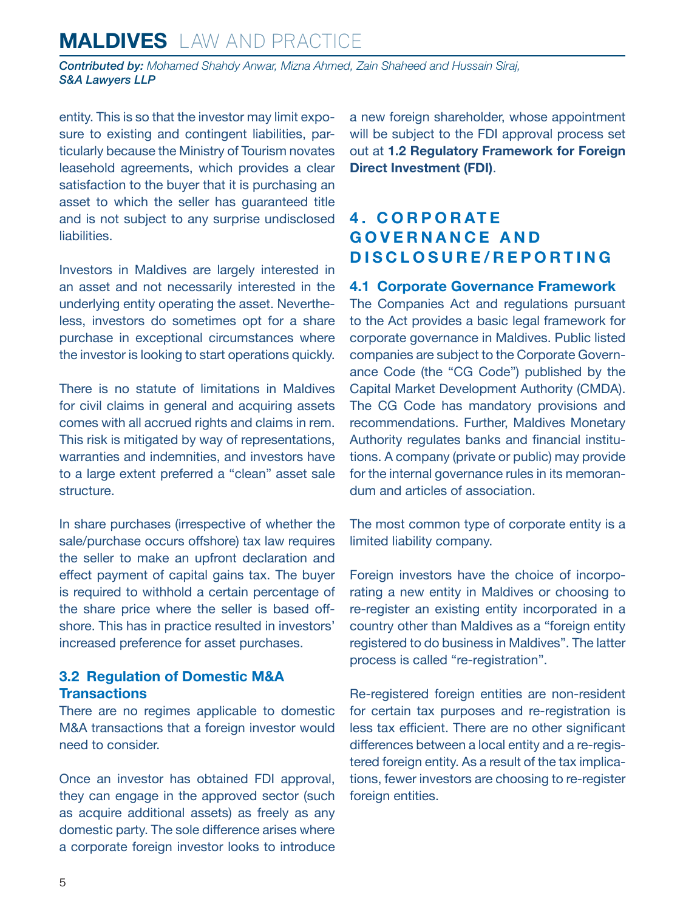entity. This is so that the investor may limit exposure to existing and contingent liabilities, particularly because the Ministry of Tourism novates leasehold agreements, which provides a clear satisfaction to the buyer that it is purchasing an asset to which the seller has guaranteed title and is not subject to any surprise undisclosed liabilities.

Investors in Maldives are largely interested in an asset and not necessarily interested in the underlying entity operating the asset. Nevertheless, investors do sometimes opt for a share purchase in exceptional circumstances where the investor is looking to start operations quickly.

There is no statute of limitations in Maldives for civil claims in general and acquiring assets comes with all accrued rights and claims in rem. This risk is mitigated by way of representations, warranties and indemnities, and investors have to a large extent preferred a "clean" asset sale structure.

In share purchases (irrespective of whether the sale/purchase occurs offshore) tax law requires the seller to make an upfront declaration and effect payment of capital gains tax. The buyer is required to withhold a certain percentage of the share price where the seller is based offshore. This has in practice resulted in investors' increased preference for asset purchases.

### 3.2 Regulation of Domestic M&A Transactions

There are no regimes applicable to domestic M&A transactions that a foreign investor would need to consider.

Once an investor has obtained FDI approval, they can engage in the approved sector (such as acquire additional assets) as freely as any domestic party. The sole difference arises where a corporate foreign investor looks to introduce a new foreign shareholder, whose appointment will be subject to the FDI approval process set out at **1.2 Regulatory Framework for Foreign Direct Investment (FDI)**.

## 4. CORPORATE GOVERNANCE AND DISCLOSURE/REPORTING

### 4.1 Corporate Governance Framework

The Companies Act and regulations pursuant to the Act provides a basic legal framework for corporate governance in Maldives. Public listed companies are subject to the Corporate Governance Code (the "CG Code") published by the Capital Market Development Authority (CMDA). The CG Code has mandatory provisions and recommendations. Further, Maldives Monetary Authority regulates banks and financial institutions. A company (private or public) may provide for the internal governance rules in its memorandum and articles of association.

The most common type of corporate entity is a limited liability company.

Foreign investors have the choice of incorporating a new entity in Maldives or choosing to re-register an existing entity incorporated in a country other than Maldives as a "foreign entity registered to do business in Maldives". The latter process is called "re-registration".

Re-registered foreign entities are non-resident for certain tax purposes and re-registration is less tax efficient. There are no other significant differences between a local entity and a re-registered foreign entity. As a result of the tax implications, fewer investors are choosing to re-register foreign entities.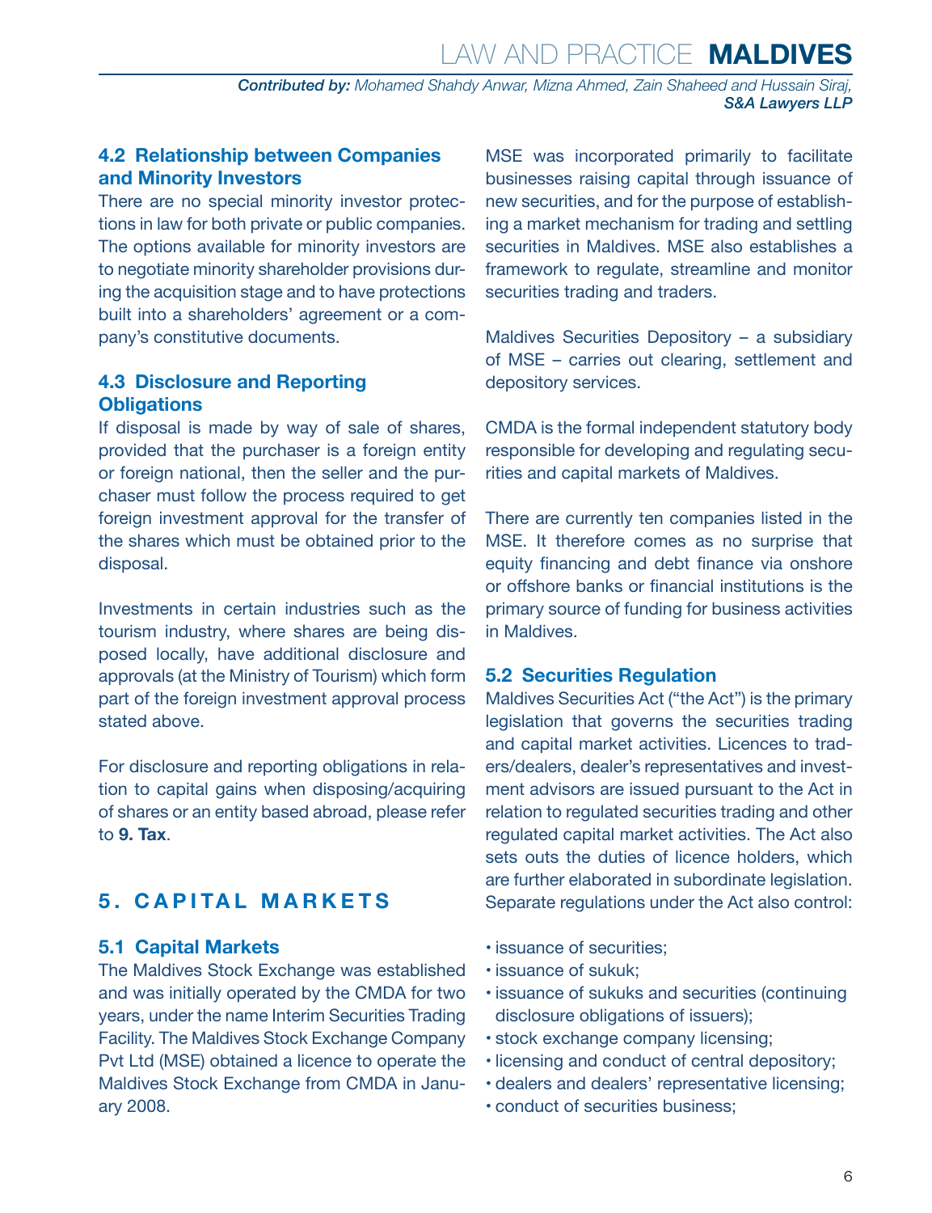### 4.2 Relationship between Companies and Minority Investors

There are no special minority investor protections in law for both private or public companies. The options available for minority investors are to negotiate minority shareholder provisions during the acquisition stage and to have protections built into a shareholders' agreement or a company's constitutive documents.

### 4.3 Disclosure and Reporting Obligations

If disposal is made by way of sale of shares, provided that the purchaser is a foreign entity or foreign national, then the seller and the purchaser must follow the process required to get foreign investment approval for the transfer of the shares which must be obtained prior to the disposal.

Investments in certain industries such as the tourism industry, where shares are being disposed locally, have additional disclosure and approvals (at the Ministry of Tourism) which form part of the foreign investment approval process stated above.

For disclosure and reporting obligations in relation to capital gains when disposing/acquiring of shares or an entity based abroad, please refer to **9. Tax**.

## 5. CAPITAL MARKETS

### 5.1 Capital Markets

The Maldives Stock Exchange was established and was initially operated by the CMDA for two years, under the name Interim Securities Trading Facility. The Maldives Stock Exchange Company Pvt Ltd (MSE) obtained a licence to operate the Maldives Stock Exchange from CMDA in January 2008.

MSE was incorporated primarily to facilitate businesses raising capital through issuance of new securities, and for the purpose of establishing a market mechanism for trading and settling securities in Maldives. MSE also establishes a framework to regulate, streamline and monitor securities trading and traders.

Maldives Securities Depository – a subsidiary of MSE – carries out clearing, settlement and depository services.

CMDA is the formal independent statutory body responsible for developing and regulating securities and capital markets of Maldives.

There are currently ten companies listed in the MSE. It therefore comes as no surprise that equity financing and debt finance via onshore or offshore banks or financial institutions is the primary source of funding for business activities in Maldives.

### 5.2 Securities Regulation

Maldives Securities Act ("the Act") is the primary legislation that governs the securities trading and capital market activities. Licences to traders/dealers, dealer's representatives and investment advisors are issued pursuant to the Act in relation to regulated securities trading and other regulated capital market activities. The Act also sets outs the duties of licence holders, which are further elaborated in subordinate legislation. Separate regulations under the Act also control:

- issuance of securities;
- issuance of sukuk;
- issuance of sukuks and securities (continuing disclosure obligations of issuers);
- stock exchange company licensing;
- licensing and conduct of central depository;
- dealers and dealers' representative licensing;
- conduct of securities business;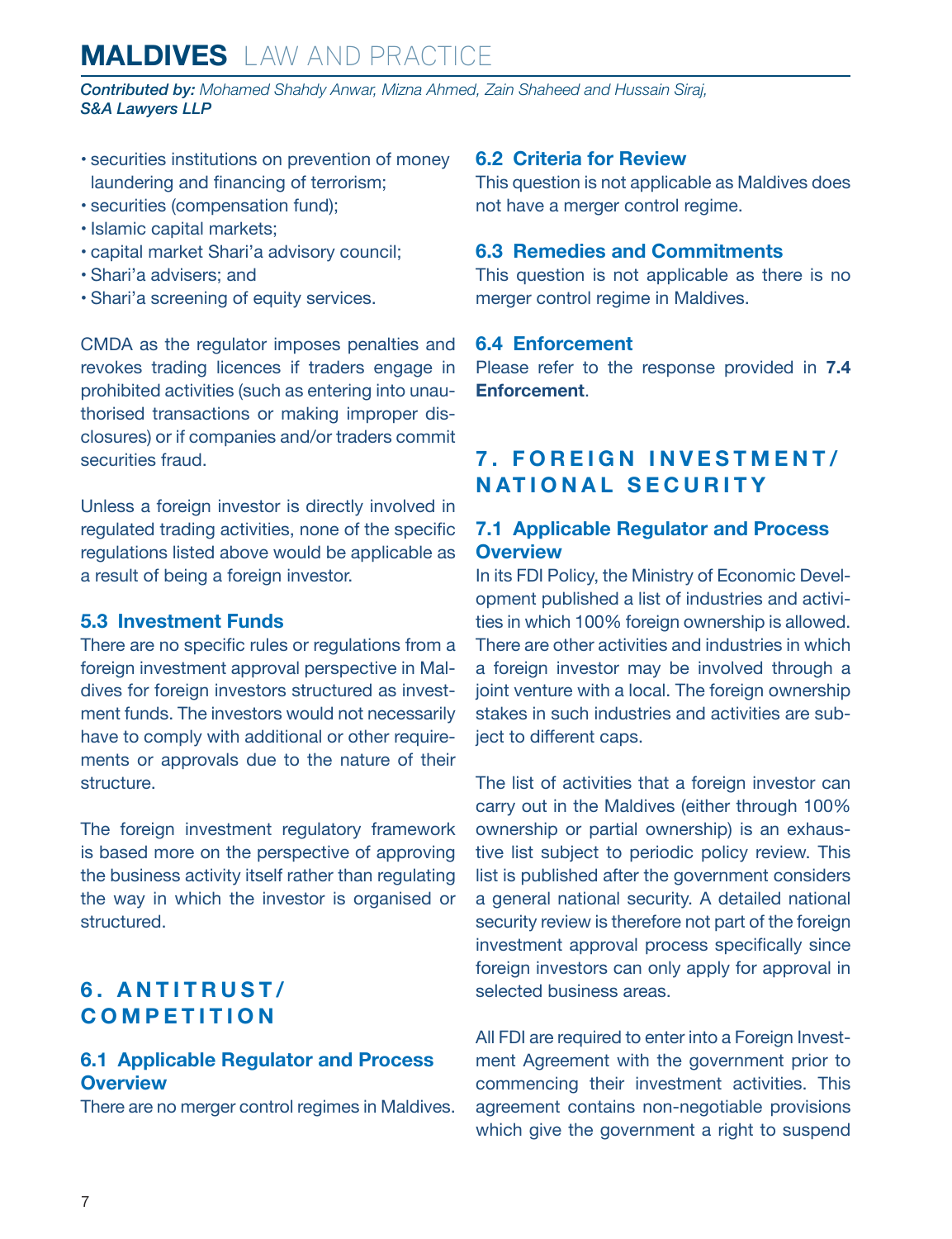- securities institutions on prevention of money laundering and financing of terrorism;
- securities (compensation fund);
- Islamic capital markets;
- capital market Shari'a advisory council;
- Shari'a advisers; and
- Shari'a screening of equity services.

CMDA as the regulator imposes penalties and revokes trading licences if traders engage in prohibited activities (such as entering into unauthorised transactions or making improper disclosures) or if companies and/or traders commit securities fraud.

Unless a foreign investor is directly involved in regulated trading activities, none of the specific regulations listed above would be applicable as a result of being a foreign investor.

### 5.3 Investment Funds

There are no specific rules or regulations from a foreign investment approval perspective in Maldives for foreign investors structured as investment funds. The investors would not necessarily have to comply with additional or other requirements or approvals due to the nature of their structure.

The foreign investment regulatory framework is based more on the perspective of approving the business activity itself rather than regulating the way in which the investor is organised or structured.

## 6. ANTITRUST/ COMPETITION

### 6.1 Applicable Regulator and Process Overview

There are no merger control regimes in Maldives.

### 6.2 Criteria for Review

This question is not applicable as Maldives does not have a merger control regime.

### 6.3 Remedies and Commitments

This question is not applicable as there is no merger control regime in Maldives.

### 6.4 Enforcement

Please refer to the response provided in **7.4 Enforcement**.

## 7. FOREIGN INVESTMENT/ NATIONAL SECURITY

### 7.1 Applicable Regulator and Process Overview

In its FDI Policy, the Ministry of Economic Development published a list of industries and activities in which 100% foreign ownership is allowed. There are other activities and industries in which a foreign investor may be involved through a joint venture with a local. The foreign ownership stakes in such industries and activities are subject to different caps.

The list of activities that a foreign investor can carry out in the Maldives (either through 100% ownership or partial ownership) is an exhaustive list subject to periodic policy review. This list is published after the government considers a general national security. A detailed national security review is therefore not part of the foreign investment approval process specifically since foreign investors can only apply for approval in selected business areas.

All FDI are required to enter into a Foreign Investment Agreement with the government prior to commencing their investment activities. This agreement contains non-negotiable provisions which give the government a right to suspend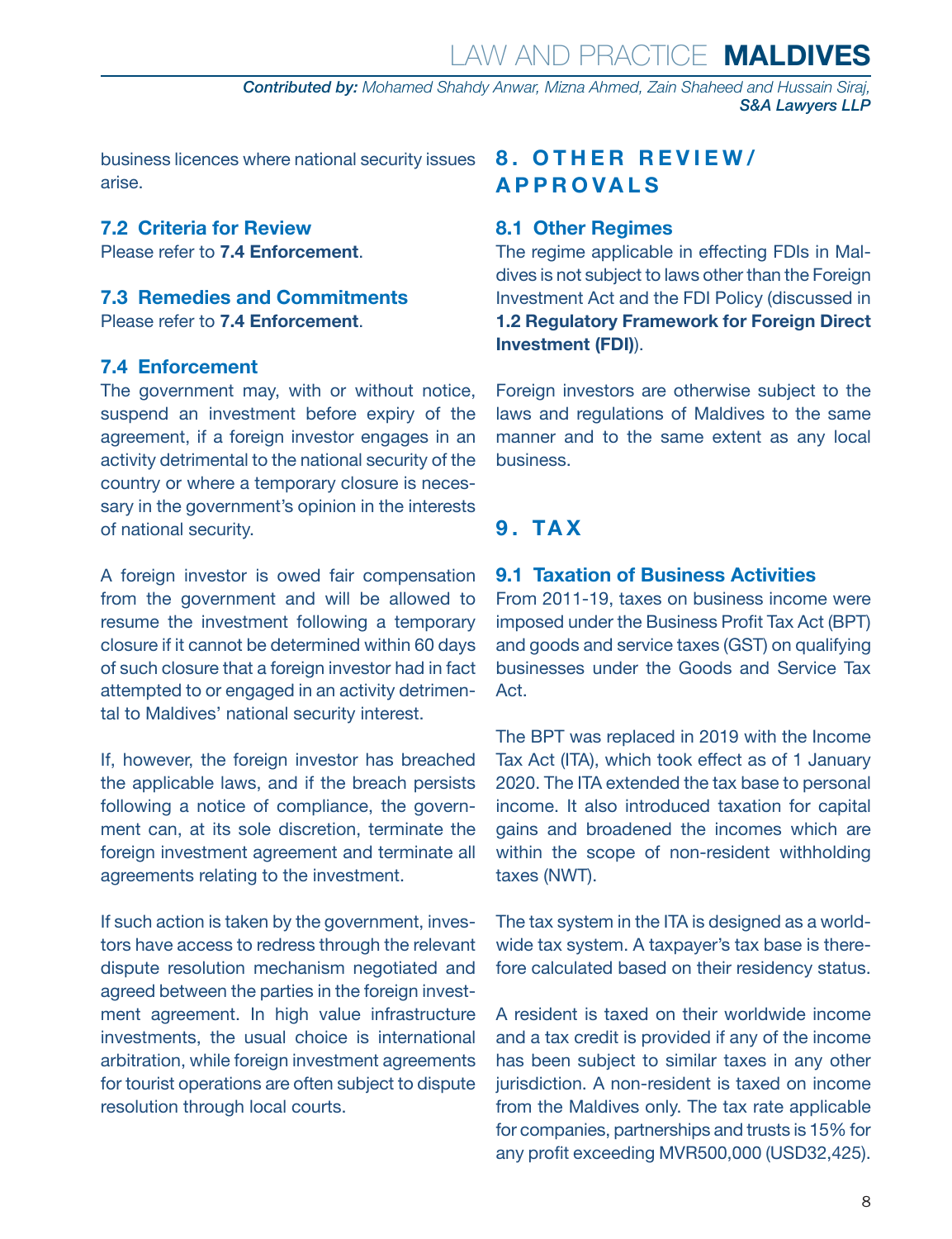business licences where national security issues arise.

### 7.2 Criteria for Review

Please refer to **7.4 Enforcement**.

### 7.3 Remedies and Commitments

Please refer to **7.4 Enforcement**.

### 7.4 Enforcement

The government may, with or without notice, suspend an investment before expiry of the agreement, if a foreign investor engages in an activity detrimental to the national security of the country or where a temporary closure is necessary in the government's opinion in the interests of national security.

A foreign investor is owed fair compensation from the government and will be allowed to resume the investment following a temporary closure if it cannot be determined within 60 days of such closure that a foreign investor had in fact attempted to or engaged in an activity detrimental to Maldives' national security interest.

If, however, the foreign investor has breached the applicable laws, and if the breach persists following a notice of compliance, the government can, at its sole discretion, terminate the foreign investment agreement and terminate all agreements relating to the investment.

If such action is taken by the government, investors have access to redress through the relevant dispute resolution mechanism negotiated and agreed between the parties in the foreign investment agreement. In high value infrastructure investments, the usual choice is international arbitration, while foreign investment agreements for tourist operations are often subject to dispute resolution through local courts.

## 8. OTHER REVIEW/APPROVALS

### 8.1 Other Regimes

The regime applicable in effecting FDIs in Maldives is not subject to laws other than the Foreign Investment Act and the FDI Policy (discussed in **1.2 Regulatory Framework for Foreign Direct Investment (FDI)**).

Foreign investors are otherwise subject to the laws and regulations of Maldives to the same manner and to the same extent as any local business.

## 9. TAX

### 9.1 Taxation of Business Activities

From 2011-19, taxes on business income were imposed under the Business Profit Tax Act (BPT) and goods and service taxes (GST) on qualifying businesses under the Goods and Service Tax Act.

The BPT was replaced in 2019 with the Income Tax Act (ITA), which took effect as of 1 January 2020. The ITA extended the tax base to personal income. It also introduced taxation for capital gains and broadened the incomes which are within the scope of non-resident withholding taxes (NWT).

The tax system in the ITA is designed as a worldwide tax system. A taxpayer's tax base is therefore calculated based on their residency status.

A resident is taxed on their worldwide income and a tax credit is provided if any of the income has been subject to similar taxes in any other jurisdiction. A non-resident is taxed on income from the Maldives only. The tax rate applicable for companies, partnerships and trusts is 15% for any profit exceeding MVR500,000 (USD32,425).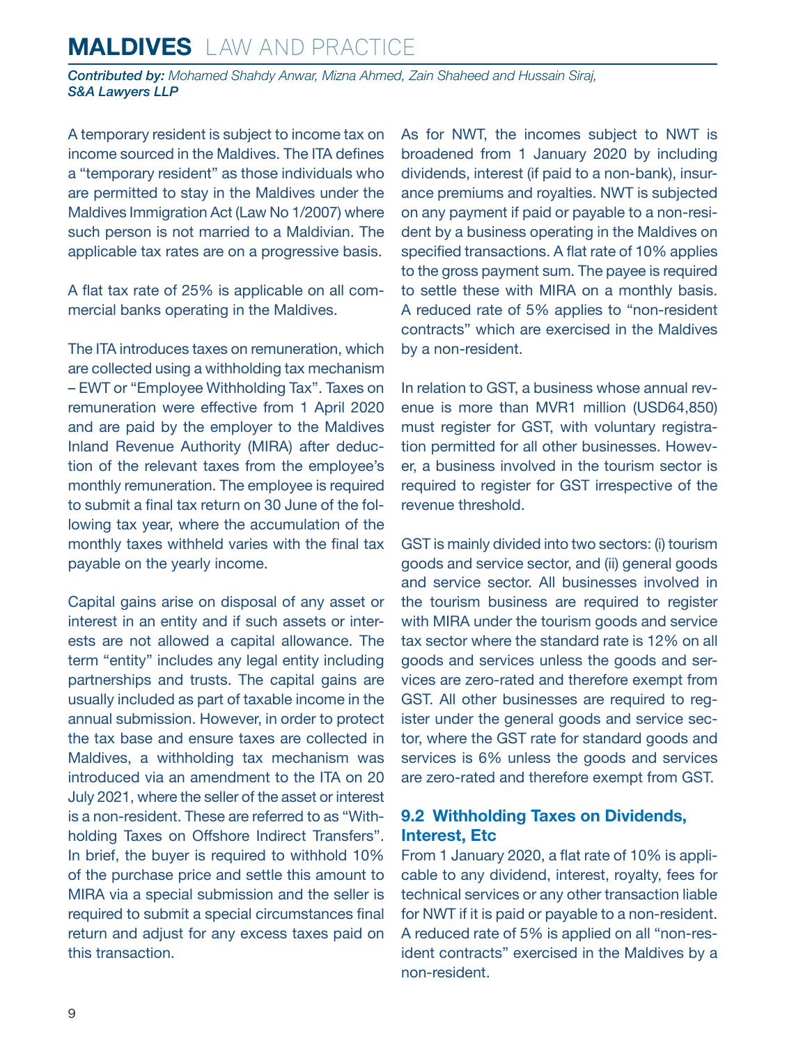A temporary resident is subject to income tax on income sourced in the Maldives. The ITA defines a "temporary resident" as those individuals who are permitted to stay in the Maldives under the Maldives Immigration Act (Law No 1/2007) where such person is not married to a Maldivian. The applicable tax rates are on a progressive basis.

A flat tax rate of 25% is applicable on all commercial banks operating in the Maldives.

The ITA introduces taxes on remuneration, which are collected using a withholding tax mechanism – EWT or "Employee Withholding Tax". Taxes on remuneration were effective from 1 April 2020 and are paid by the employer to the Maldives Inland Revenue Authority (MIRA) after deduction of the relevant taxes from the employee's monthly remuneration. The employee is required to submit a final tax return on 30 June of the following tax year, where the accumulation of the monthly taxes withheld varies with the final tax payable on the yearly income.

Capital gains arise on disposal of any asset or interest in an entity and if such assets or interests are not allowed a capital allowance. The term "entity" includes any legal entity including partnerships and trusts. The capital gains are usually included as part of taxable income in the annual submission. However, in order to protect the tax base and ensure taxes are collected in Maldives, a withholding tax mechanism was introduced via an amendment to the ITA on 20 July 2021, where the seller of the asset or interest is a non-resident. These are referred to as "Withholding Taxes on Offshore Indirect Transfers". In brief, the buyer is required to withhold 10% of the purchase price and settle this amount to MIRA via a special submission and the seller is required to submit a special circumstances final return and adjust for any excess taxes paid on this transaction.

As for NWT, the incomes subject to NWT is broadened from 1 January 2020 by including dividends, interest (if paid to a non-bank), insurance premiums and royalties. NWT is subjected on any payment if paid or payable to a non-resident by a business operating in the Maldives on specified transactions. A flat rate of 10% applies to the gross payment sum. The payee is required to settle these with MIRA on a monthly basis. A reduced rate of 5% applies to "non-resident contracts" which are exercised in the Maldives by a non-resident.

In relation to GST, a business whose annual revenue is more than MVR1 million (USD64,850) must register for GST, with voluntary registration permitted for all other businesses. However, a business involved in the tourism sector is required to register for GST irrespective of the revenue threshold.

GST is mainly divided into two sectors: (i) tourism goods and service sector, and (ii) general goods and service sector. All businesses involved in the tourism business are required to register with MIRA under the tourism goods and service tax sector where the standard rate is 12% on all goods and services unless the goods and services are zero-rated and therefore exempt from GST. All other businesses are required to register under the general goods and service sector, where the GST rate for standard goods and services is 6% unless the goods and services are zero-rated and therefore exempt from GST.

## 9.2 Withholding Taxes on Dividends, Interest, Etc

From 1 January 2020, a flat rate of 10% is applicable to any dividend, interest, royalty, fees for technical services or any other transaction liable for NWT if it is paid or payable to a non-resident. A reduced rate of 5% is applied on all "non-resident contracts" exercised in the Maldives by a non-resident.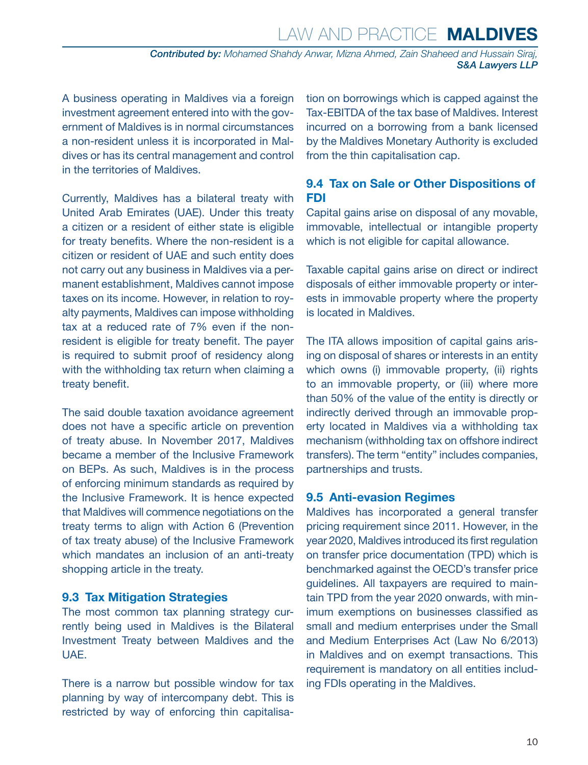A business operating in Maldives via a foreign investment agreement entered into with the government of Maldives is in normal circumstances a non-resident unless it is incorporated in Maldives or has its central management and control in the territories of Maldives.

Currently, Maldives has a bilateral treaty with United Arab Emirates (UAE). Under this treaty a citizen or a resident of either state is eligible for treaty benefits. Where the non-resident is a citizen or resident of UAE and such entity does not carry out any business in Maldives via a permanent establishment, Maldives cannot impose taxes on its income. However, in relation to royalty payments, Maldives can impose withholding tax at a reduced rate of 7% even if the non-resident is eligible for treaty benefit. The payer is required to submit proof of residency along with the withholding tax return when claiming a treaty benefit.

The said double taxation avoidance agreement does not have a specific article on prevention of treaty abuse. In November 2017, Maldives became a member of the Inclusive Framework on BEPs. As such, Maldives is in the process of enforcing minimum standards as required by the Inclusive Framework. It is hence expected that Maldives will commence negotiations on the treaty terms to align with Action 6 (Prevention of tax treaty abuse) of the Inclusive Framework which mandates an inclusion of an anti-treaty shopping article in the treaty.

### 9.3 Tax Mitigation Strategies

The most common tax planning strategy currently being used in Maldives is the Bilateral Investment Treaty between Maldives and the UAE.

There is a narrow but possible window for tax planning by way of intercompany debt. This is restricted by way of enforcing thin capitalisation on borrowings which is capped against the Tax-EBITDA of the tax base of Maldives. Interest incurred on a borrowing from a bank licensed by the Maldives Monetary Authority is excluded from the thin capitalisation cap.

### 9.4 Tax on Sale or Other Dispositions of FDI

Capital gains arise on disposal of any movable, immovable, intellectual or intangible property which is not eligible for capital allowance.

Taxable capital gains arise on direct or indirect disposals of either immovable property or interests in immovable property where the property is located in Maldives.

The ITA allows imposition of capital gains arising on disposal of shares or interests in an entity which owns (i) immovable property, (ii) rights to an immovable property, or (iii) where more than 50% of the value of the entity is directly or indirectly derived through an immovable property located in Maldives via a withholding tax mechanism (withholding tax on offshore indirect transfers). The term "entity" includes companies, partnerships and trusts.

### 9.5 Anti-evasion Regimes

Maldives has incorporated a general transfer pricing requirement since 2011. However, in the year 2020, Maldives introduced its first regulation on transfer price documentation (TPD) which is benchmarked against the OECD's transfer price guidelines. All taxpayers are required to maintain TPD from the year 2020 onwards, with minimum exemptions on businesses classified as small and medium enterprises under the Small and Medium Enterprises Act (Law No 6/2013) in Maldives and on exempt transactions. This requirement is mandatory on all entities including FDIs operating in the Maldives.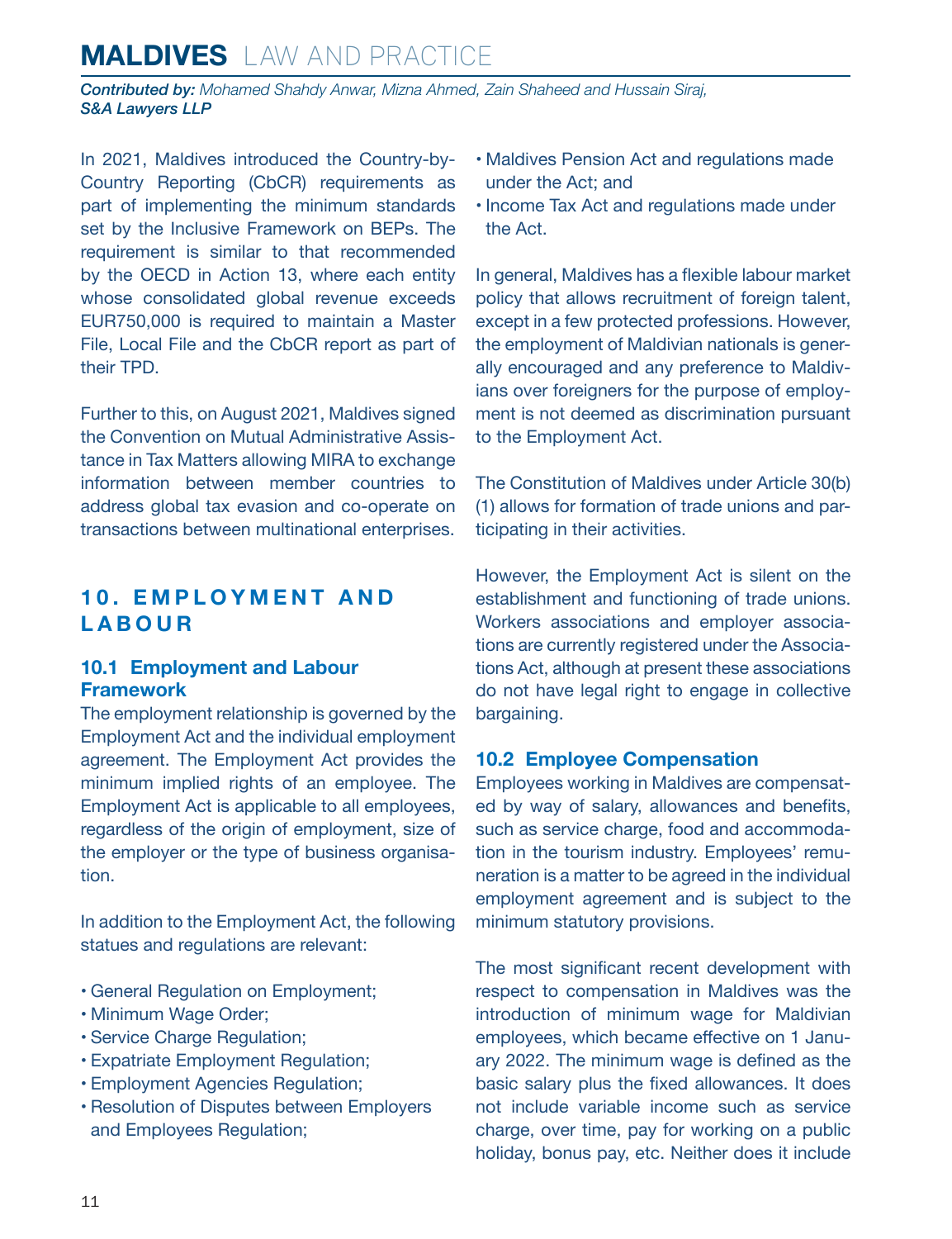In 2021, Maldives introduced the Country-by-Country Reporting (CbCR) requirements as part of implementing the minimum standards set by the Inclusive Framework on BEPs. The requirement is similar to that recommended by the OECD in Action 13, where each entity whose consolidated global revenue exceeds EUR750,000 is required to maintain a Master File, Local File and the CbCR report as part of their TPD.

Further to this, on August 2021, Maldives signed the Convention on Mutual Administrative Assistance in Tax Matters allowing MIRA to exchange information between member countries to address global tax evasion and co-operate on transactions between multinational enterprises.

## 10. EMPLOYMENT AND LABOUR

### 10.1 Employment and Labour Framework

The employment relationship is governed by the Employment Act and the individual employment agreement. The Employment Act provides the minimum implied rights of an employee. The Employment Act is applicable to all employees, regardless of the origin of employment, size of the employer or the type of business organisation.

In addition to the Employment Act, the following statues and regulations are relevant:

- General Regulation on Employment;
- Minimum Wage Order;
- Service Charge Regulation;
- Expatriate Employment Regulation;
- Employment Agencies Regulation;
- Resolution of Disputes between Employers and Employees Regulation;
- Maldives Pension Act and regulations made under the Act; and
- Income Tax Act and regulations made under the Act.

In general, Maldives has a flexible labour market policy that allows recruitment of foreign talent, except in a few protected professions. However, the employment of Maldivian nationals is generally encouraged and any preference to Maldivians over foreigners for the purpose of employment is not deemed as discrimination pursuant to the Employment Act.

The Constitution of Maldives under Article 30(b)(1) allows for formation of trade unions and participating in their activities.

However, the Employment Act is silent on the establishment and functioning of trade unions. Workers associations and employer associations are currently registered under the Associations Act, although at present these associations do not have legal right to engage in collective bargaining.

### 10.2 Employee Compensation

Employees working in Maldives are compensated by way of salary, allowances and benefits, such as service charge, food and accommodation in the tourism industry. Employees' remuneration is a matter to be agreed in the individual employment agreement and is subject to the minimum statutory provisions.

The most significant recent development with respect to compensation in Maldives was the introduction of minimum wage for Maldivian employees, which became effective on 1 January 2022. The minimum wage is defined as the basic salary plus the fixed allowances. It does not include variable income such as service charge, over time, pay for working on a public holiday, bonus pay, etc. Neither does it include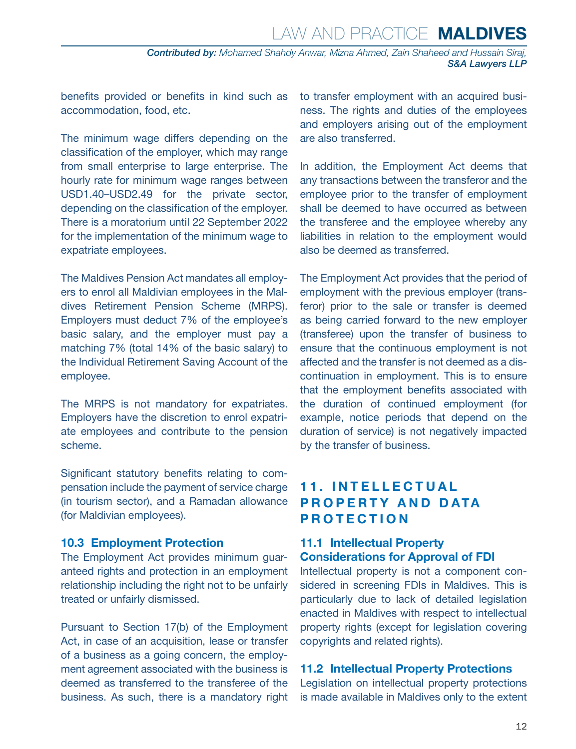benefits provided or benefits in kind such as accommodation, food, etc.

The minimum wage differs depending on the classification of the employer, which may range from small enterprise to large enterprise. The hourly rate for minimum wage ranges between USD1.40–USD2.49 for the private sector, depending on the classification of the employer. There is a moratorium until 22 September 2022 for the implementation of the minimum wage to expatriate employees.

The Maldives Pension Act mandates all employers to enrol all Maldivian employees in the Maldives Retirement Pension Scheme (MRPS). Employers must deduct 7% of the employee's basic salary, and the employer must pay a matching 7% (total 14% of the basic salary) to the Individual Retirement Saving Account of the employee.

The MRPS is not mandatory for expatriates. Employers have the discretion to enrol expatriate employees and contribute to the pension scheme.

Significant statutory benefits relating to compensation include the payment of service charge (in tourism sector), and a Ramadan allowance (for Maldivian employees).

### 10.3 Employment Protection

The Employment Act provides minimum guaranteed rights and protection in an employment relationship including the right not to be unfairly treated or unfairly dismissed.

Pursuant to Section 17(b) of the Employment Act, in case of an acquisition, lease or transfer of a business as a going concern, the employment agreement associated with the business is deemed as transferred to the transferee of the business. As such, there is a mandatory right to transfer employment with an acquired business. The rights and duties of the employees and employers arising out of the employment are also transferred.

In addition, the Employment Act deems that any transactions between the transferor and the employee prior to the transfer of employment shall be deemed to have occurred as between the transferee and the employee whereby any liabilities in relation to the employment would also be deemed as transferred.

The Employment Act provides that the period of employment with the previous employer (transferor) prior to the sale or transfer is deemed as being carried forward to the new employer (transferee) upon the transfer of business to ensure that the continuous employment is not affected and the transfer is not deemed as a discontinuation in employment. This is to ensure that the employment benefits associated with the duration of continued employment (for example, notice periods that depend on the duration of service) is not negatively impacted by the transfer of business.

## 11. INTELLECTUAL PROPERTY AND DATA PROTECTION

### 11.1 Intellectual Property Considerations for Approval of FDI

Intellectual property is not a component considered in screening FDIs in Maldives. This is particularly due to lack of detailed legislation enacted in Maldives with respect to intellectual property rights (except for legislation covering copyrights and related rights).

### 11.2 Intellectual Property Protections

Legislation on intellectual property protections is made available in Maldives only to the extent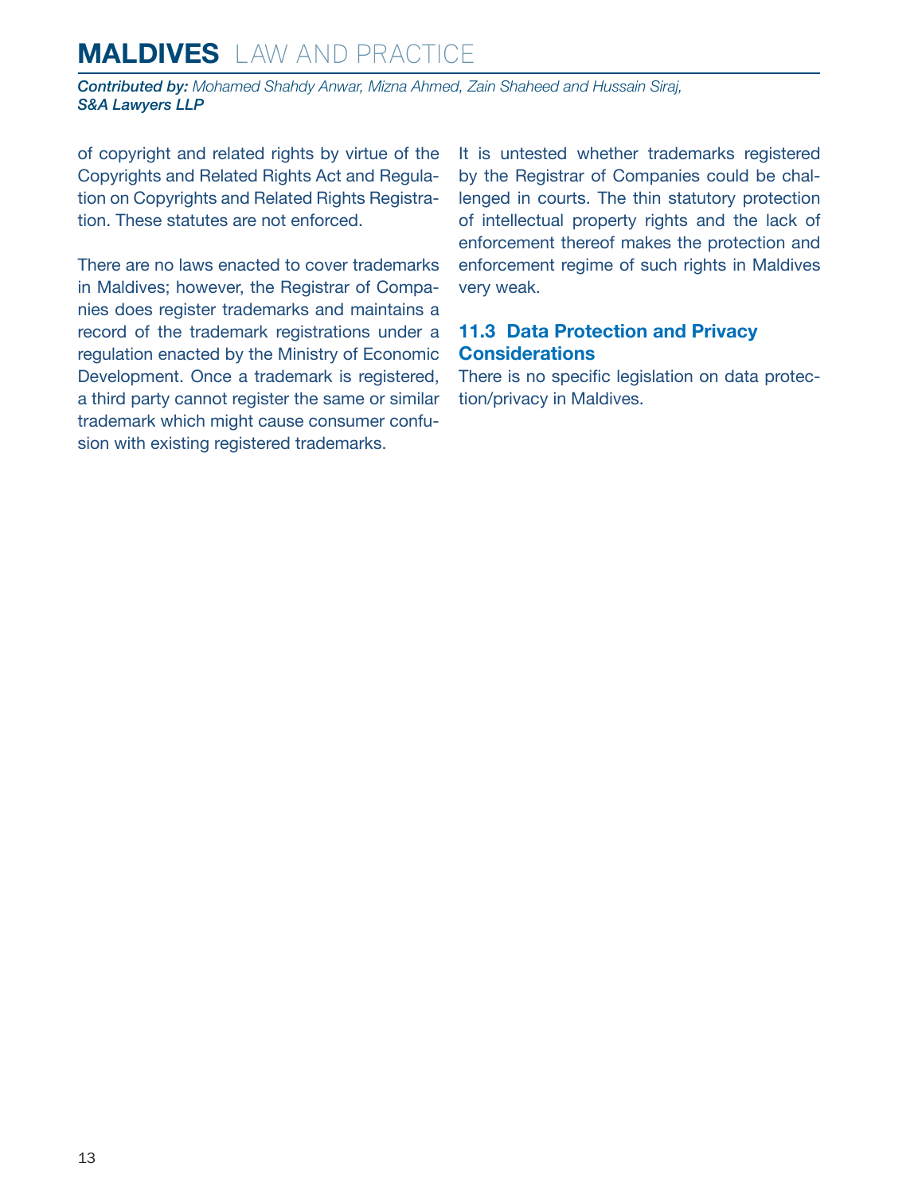of copyright and related rights by virtue of the Copyrights and Related Rights Act and Regulation on Copyrights and Related Rights Registration. These statutes are not enforced.

There are no laws enacted to cover trademarks in Maldives; however, the Registrar of Companies does register trademarks and maintains a record of the trademark registrations under a regulation enacted by the Ministry of Economic Development. Once a trademark is registered, a third party cannot register the same or similar trademark which might cause consumer confusion with existing registered trademarks.

It is untested whether trademarks registered by the Registrar of Companies could be challenged in courts. The thin statutory protection of intellectual property rights and the lack of enforcement thereof makes the protection and enforcement regime of such rights in Maldives very weak.

## 11.3 Data Protection and Privacy Considerations

There is no specific legislation on data protection/privacy in Maldives.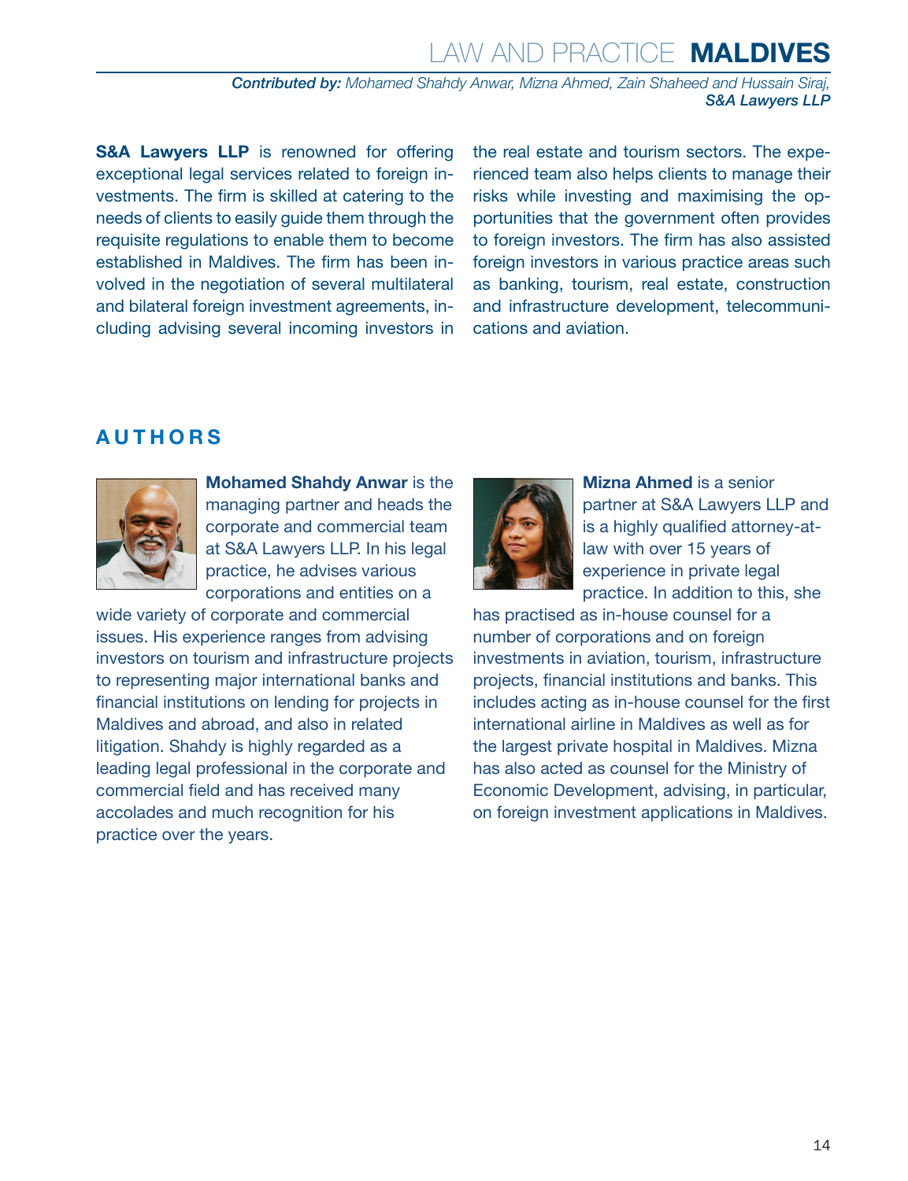*Contributed by: Mohamed Shahdy Anwar, Mizna Ahmed, Zain Shaheed and Hussain Siraj,*
***S&A Lawyers LLP***

**S&A Lawyers LLP** is renowned for offering exceptional legal services related to foreign investments. The firm is skilled at catering to the needs of clients to easily guide them through the requisite regulations to enable them to become established in Maldives. The firm has been involved in the negotiation of several multilateral and bilateral foreign investment agreements, including advising several incoming investors in the real estate and tourism sectors. The experienced team also helps clients to manage their risks while investing and maximising the opportunities that the government often provides to foreign investors. The firm has also assisted foreign investors in various practice areas such as banking, tourism, real estate, construction and infrastructure development, telecommunications and aviation.

## AUTHORS

**Mohamed Shahdy Anwar** is the managing partner and heads the corporate and commercial team at S&A Lawyers LLP. In his legal practice, he advises various corporations and entities on a wide variety of corporate and commercial issues. His experience ranges from advising investors on tourism and infrastructure projects to representing major international banks and financial institutions on lending for projects in Maldives and abroad, and also in related litigation. Shahdy is highly regarded as a leading legal professional in the corporate and commercial field and has received many accolades and much recognition for his practice over the years.

**Mizna Ahmed** is a senior partner at S&A Lawyers LLP and is a highly qualified attorney-at-law with over 15 years of experience in private legal practice. In addition to this, she has practised as in-house counsel for a number of corporations and on foreign investments in aviation, tourism, infrastructure projects, financial institutions and banks. This includes acting as in-house counsel for the first international airline in Maldives as well as for the largest private hospital in Maldives. Mizna has also acted as counsel for the Ministry of Economic Development, advising, in particular, on foreign investment applications in Maldives.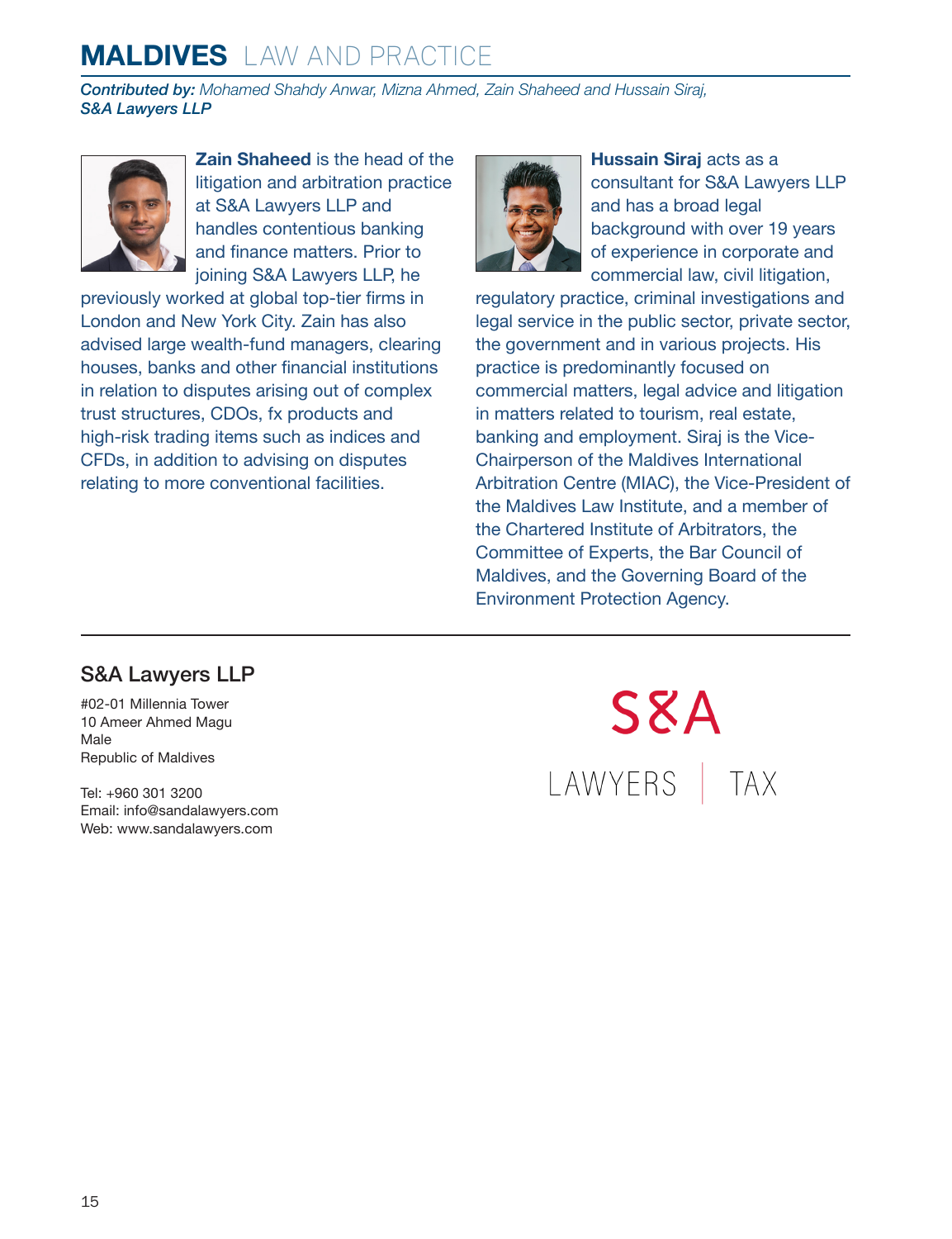# MALDIVES LAW AND PRACTICE

***Contributed by:*** *Mohamed Shahdy Anwar, Mizna Ahmed, Zain Shaheed and Hussain Siraj,* ***S&A Lawyers LLP***

**Zain Shaheed** is the head of the litigation and arbitration practice at S&A Lawyers LLP and handles contentious banking and finance matters. Prior to joining S&A Lawyers LLP, he previously worked at global top-tier firms in London and New York City. Zain has also advised large wealth-fund managers, clearing houses, banks and other financial institutions in relation to disputes arising out of complex trust structures, CDOs, fx products and high-risk trading items such as indices and CFDs, in addition to advising on disputes relating to more conventional facilities.

**Hussain Siraj** acts as a consultant for S&A Lawyers LLP and has a broad legal background with over 19 years of experience in corporate and commercial law, civil litigation, regulatory practice, criminal investigations and legal service in the public sector, private sector, the government and in various projects. His practice is predominantly focused on commercial matters, legal advice and litigation in matters related to tourism, real estate, banking and employment. Siraj is the Vice-Chairperson of the Maldives International Arbitration Centre (MIAC), the Vice-President of the Maldives Law Institute, and a member of the Chartered Institute of Arbitrators, the Committee of Experts, the Bar Council of Maldives, and the Governing Board of the Environment Protection Agency.

## S&A Lawyers LLP

#02-01 Millennia Tower
10 Ameer Ahmed Magu
Male
Republic of Maldives

Tel: +960 301 3200
Email: info@sandalawyers.com
Web: www.sandalawyers.com

S&A
LAWYERS | TAX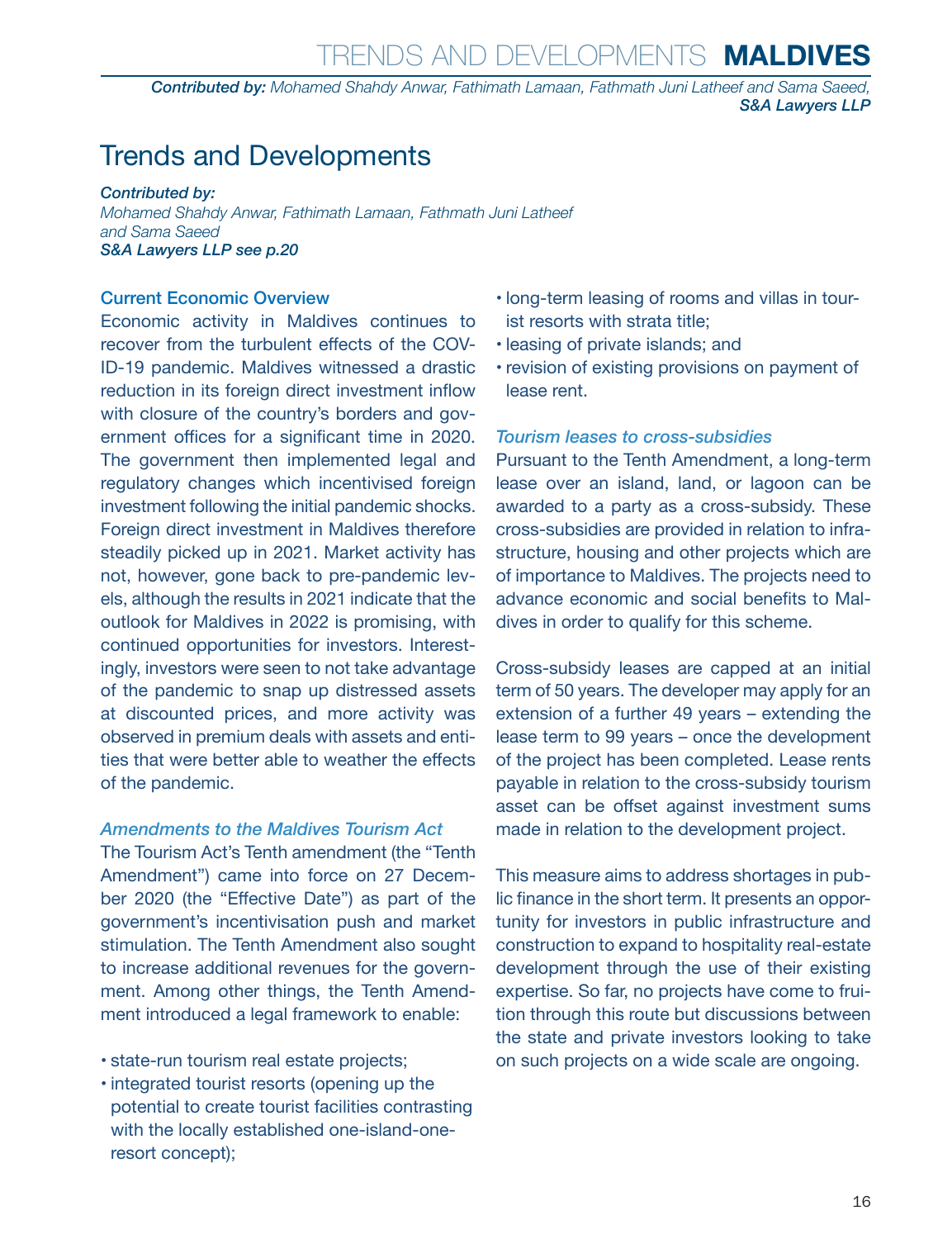# Trends and Developments

*Contributed by:*
*Mohamed Shahdy Anwar, Fathimath Lamaan, Fathmath Juni Latheef and Sama Saeed*
***S&A Lawyers LLP see p.20***

## Current Economic Overview

Economic activity in Maldives continues to recover from the turbulent effects of the COVID-19 pandemic. Maldives witnessed a drastic reduction in its foreign direct investment inflow with closure of the country's borders and government offices for a significant time in 2020. The government then implemented legal and regulatory changes which incentivised foreign investment following the initial pandemic shocks. Foreign direct investment in Maldives therefore steadily picked up in 2021. Market activity has not, however, gone back to pre-pandemic levels, although the results in 2021 indicate that the outlook for Maldives in 2022 is promising, with continued opportunities for investors. Interestingly, investors were seen to not take advantage of the pandemic to snap up distressed assets at discounted prices, and more activity was observed in premium deals with assets and entities that were better able to weather the effects of the pandemic.

### *Amendments to the Maldives Tourism Act*

The Tourism Act's Tenth amendment (the "Tenth Amendment") came into force on 27 December 2020 (the "Effective Date") as part of the government's incentivisation push and market stimulation. The Tenth Amendment also sought to increase additional revenues for the government. Among other things, the Tenth Amendment introduced a legal framework to enable:

- state-run tourism real estate projects;
- integrated tourist resorts (opening up the potential to create tourist facilities contrasting with the locally established one-island-one-resort concept);
- long-term leasing of rooms and villas in tourist resorts with strata title;
- leasing of private islands; and
- revision of existing provisions on payment of lease rent.

### *Tourism leases to cross-subsidies*

Pursuant to the Tenth Amendment, a long-term lease over an island, land, or lagoon can be awarded to a party as a cross-subsidy. These cross-subsidies are provided in relation to infrastructure, housing and other projects which are of importance to Maldives. The projects need to advance economic and social benefits to Maldives in order to qualify for this scheme.

Cross-subsidy leases are capped at an initial term of 50 years. The developer may apply for an extension of a further 49 years – extending the lease term to 99 years – once the development of the project has been completed. Lease rents payable in relation to the cross-subsidy tourism asset can be offset against investment sums made in relation to the development project.

This measure aims to address shortages in public finance in the short term. It presents an opportunity for investors in public infrastructure and construction to expand to hospitality real-estate development through the use of their existing expertise. So far, no projects have come to fruition through this route but discussions between the state and private investors looking to take on such projects on a wide scale are ongoing.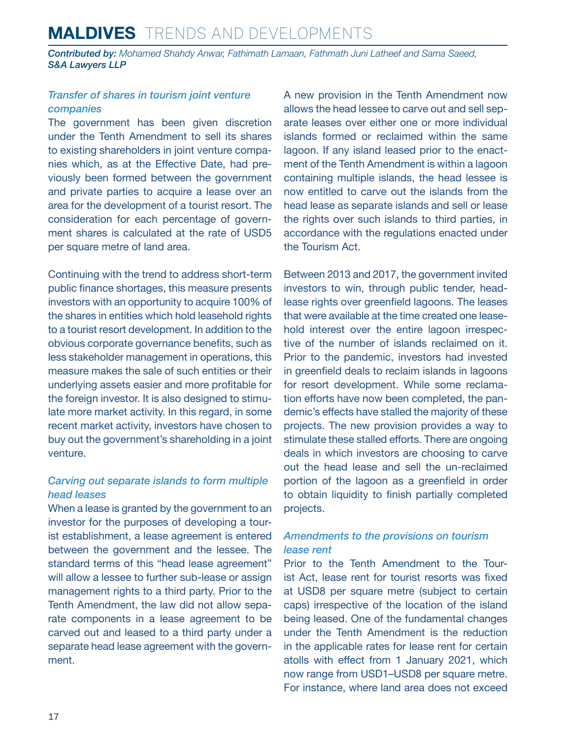### *Transfer of shares in tourism joint venture companies*

The government has been given discretion under the Tenth Amendment to sell its shares to existing shareholders in joint venture companies which, as at the Effective Date, had previously been formed between the government and private parties to acquire a lease over an area for the development of a tourist resort. The consideration for each percentage of government shares is calculated at the rate of USD5 per square metre of land area.

Continuing with the trend to address short-term public finance shortages, this measure presents investors with an opportunity to acquire 100% of the shares in entities which hold leasehold rights to a tourist resort development. In addition to the obvious corporate governance benefits, such as less stakeholder management in operations, this measure makes the sale of such entities or their underlying assets easier and more profitable for the foreign investor. It is also designed to stimulate more market activity. In this regard, in some recent market activity, investors have chosen to buy out the government's shareholding in a joint venture.

### *Carving out separate islands to form multiple head leases*

When a lease is granted by the government to an investor for the purposes of developing a tourist establishment, a lease agreement is entered between the government and the lessee. The standard terms of this "head lease agreement" will allow a lessee to further sub-lease or assign management rights to a third party. Prior to the Tenth Amendment, the law did not allow separate components in a lease agreement to be carved out and leased to a third party under a separate head lease agreement with the government.

A new provision in the Tenth Amendment now allows the head lessee to carve out and sell separate leases over either one or more individual islands formed or reclaimed within the same lagoon. If any island leased prior to the enactment of the Tenth Amendment is within a lagoon containing multiple islands, the head lessee is now entitled to carve out the islands from the head lease as separate islands and sell or lease the rights over such islands to third parties, in accordance with the regulations enacted under the Tourism Act.

Between 2013 and 2017, the government invited investors to win, through public tender, head-lease rights over greenfield lagoons. The leases that were available at the time created one leasehold interest over the entire lagoon irrespective of the number of islands reclaimed on it. Prior to the pandemic, investors had invested in greenfield deals to reclaim islands in lagoons for resort development. While some reclamation efforts have now been completed, the pandemic's effects have stalled the majority of these projects. The new provision provides a way to stimulate these stalled efforts. There are ongoing deals in which investors are choosing to carve out the head lease and sell the un-reclaimed portion of the lagoon as a greenfield in order to obtain liquidity to finish partially completed projects.

### *Amendments to the provisions on tourism lease rent*

Prior to the Tenth Amendment to the Tourist Act, lease rent for tourist resorts was fixed at USD8 per square metre (subject to certain caps) irrespective of the location of the island being leased. One of the fundamental changes under the Tenth Amendment is the reduction in the applicable rates for lease rent for certain atolls with effect from 1 January 2021, which now range from USD1–USD8 per square metre. For instance, where land area does not exceed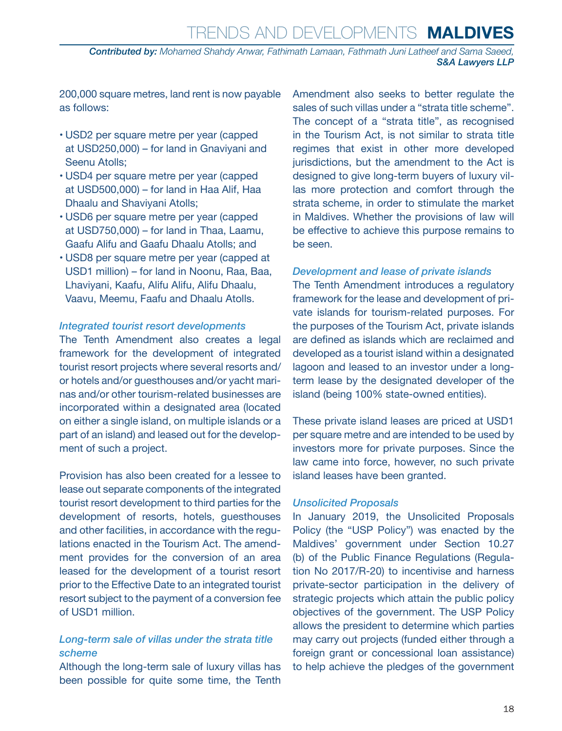200,000 square metres, land rent is now payable as follows:

- USD2 per square metre per year (capped at USD250,000) – for land in Gnaviyani and Seenu Atolls;
- USD4 per square metre per year (capped at USD500,000) – for land in Haa Alif, Haa Dhaalu and Shaviyani Atolls;
- USD6 per square metre per year (capped at USD750,000) – for land in Thaa, Laamu, Gaafu Alifu and Gaafu Dhaalu Atolls; and
- USD8 per square metre per year (capped at USD1 million) – for land in Noonu, Raa, Baa, Lhaviyani, Kaafu, Alifu Alifu, Alifu Dhaalu, Vaavu, Meemu, Faafu and Dhaalu Atolls.

### *Integrated tourist resort developments*

The Tenth Amendment also creates a legal framework for the development of integrated tourist resort projects where several resorts and/or hotels and/or guesthouses and/or yacht marinas and/or other tourism-related businesses are incorporated within a designated area (located on either a single island, on multiple islands or a part of an island) and leased out for the development of such a project.

Provision has also been created for a lessee to lease out separate components of the integrated tourist resort development to third parties for the development of resorts, hotels, guesthouses and other facilities, in accordance with the regulations enacted in the Tourism Act. The amendment provides for the conversion of an area leased for the development of a tourist resort prior to the Effective Date to an integrated tourist resort subject to the payment of a conversion fee of USD1 million.

### *Long-term sale of villas under the strata title scheme*

Although the long-term sale of luxury villas has been possible for quite some time, the Tenth Amendment also seeks to better regulate the sales of such villas under a "strata title scheme". The concept of a "strata title", as recognised in the Tourism Act, is not similar to strata title regimes that exist in other more developed jurisdictions, but the amendment to the Act is designed to give long-term buyers of luxury villas more protection and comfort through the strata scheme, in order to stimulate the market in Maldives. Whether the provisions of law will be effective to achieve this purpose remains to be seen.

### *Development and lease of private islands*

The Tenth Amendment introduces a regulatory framework for the lease and development of private islands for tourism-related purposes. For the purposes of the Tourism Act, private islands are defined as islands which are reclaimed and developed as a tourist island within a designated lagoon and leased to an investor under a long-term lease by the designated developer of the island (being 100% state-owned entities).

These private island leases are priced at USD1 per square metre and are intended to be used by investors more for private purposes. Since the law came into force, however, no such private island leases have been granted.

### *Unsolicited Proposals*

In January 2019, the Unsolicited Proposals Policy (the "USP Policy") was enacted by the Maldives' government under Section 10.27 (b) of the Public Finance Regulations (Regulation No 2017/R-20) to incentivise and harness private-sector participation in the delivery of strategic projects which attain the public policy objectives of the government. The USP Policy allows the president to determine which parties may carry out projects (funded either through a foreign grant or concessional loan assistance) to help achieve the pledges of the government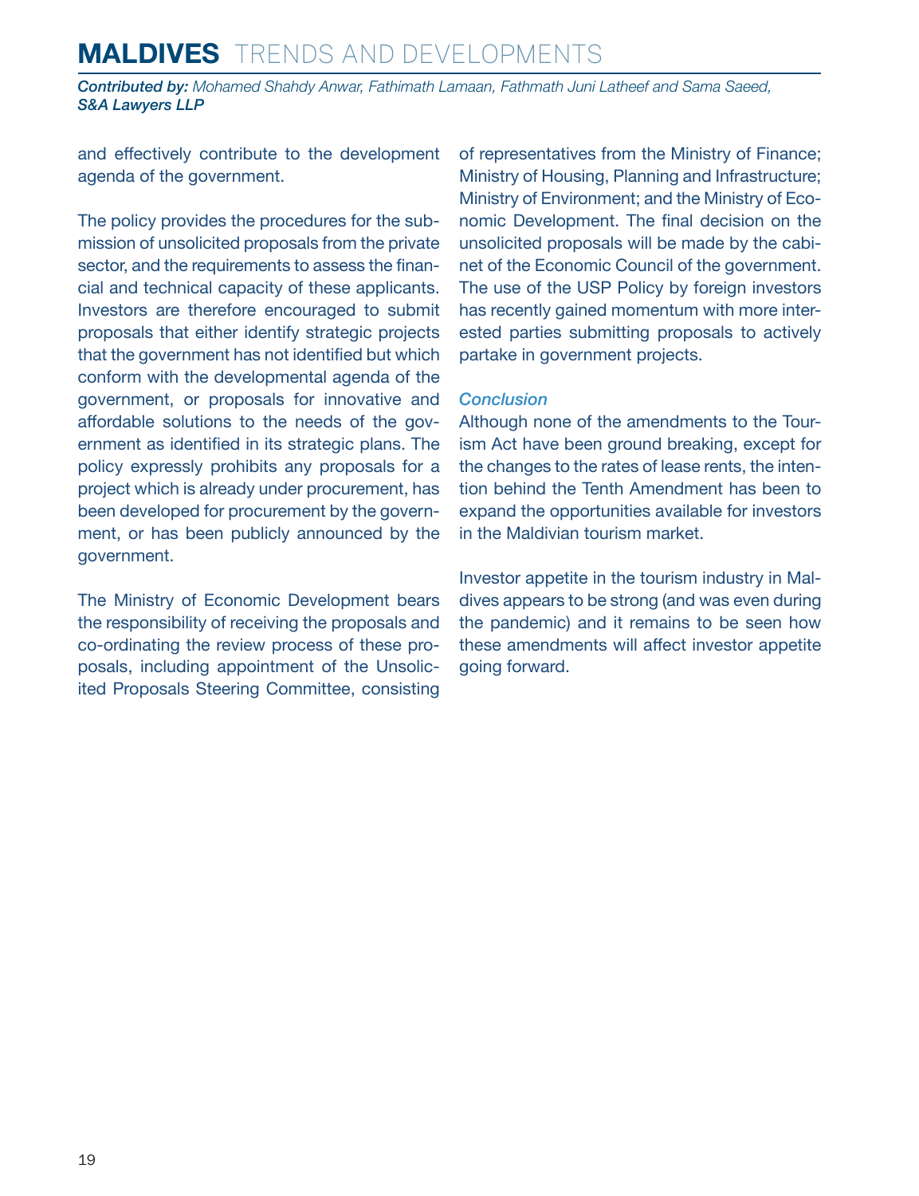and effectively contribute to the development agenda of the government.

The policy provides the procedures for the submission of unsolicited proposals from the private sector, and the requirements to assess the financial and technical capacity of these applicants. Investors are therefore encouraged to submit proposals that either identify strategic projects that the government has not identified but which conform with the developmental agenda of the government, or proposals for innovative and affordable solutions to the needs of the government as identified in its strategic plans. The policy expressly prohibits any proposals for a project which is already under procurement, has been developed for procurement by the government, or has been publicly announced by the government.

The Ministry of Economic Development bears the responsibility of receiving the proposals and co-ordinating the review process of these proposals, including appointment of the Unsolicited Proposals Steering Committee, consisting of representatives from the Ministry of Finance; Ministry of Housing, Planning and Infrastructure; Ministry of Environment; and the Ministry of Economic Development. The final decision on the unsolicited proposals will be made by the cabinet of the Economic Council of the government. The use of the USP Policy by foreign investors has recently gained momentum with more interested parties submitting proposals to actively partake in government projects.

### *Conclusion*

Although none of the amendments to the Tourism Act have been ground breaking, except for the changes to the rates of lease rents, the intention behind the Tenth Amendment has been to expand the opportunities available for investors in the Maldivian tourism market.

Investor appetite in the tourism industry in Maldives appears to be strong (and was even during the pandemic) and it remains to be seen how these amendments will affect investor appetite going forward.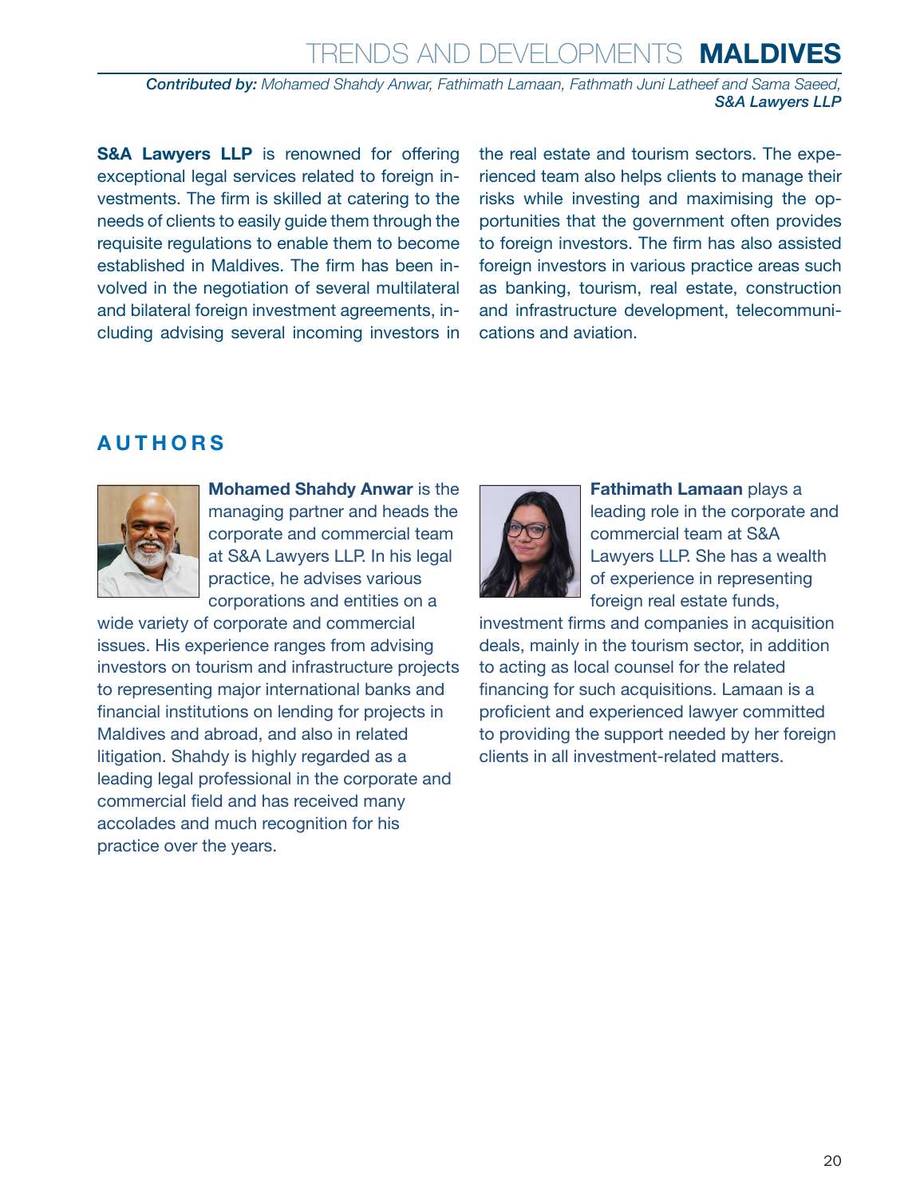*Contributed by: Mohamed Shahdy Anwar, Fathimath Lamaan, Fathmath Juni Latheef and Sama Saeed, S&A Lawyers LLP*

**S&A Lawyers LLP** is renowned for offering exceptional legal services related to foreign investments. The firm is skilled at catering to the needs of clients to easily guide them through the requisite regulations to enable them to become established in Maldives. The firm has been involved in the negotiation of several multilateral and bilateral foreign investment agreements, including advising several incoming investors in the real estate and tourism sectors. The experienced team also helps clients to manage their risks while investing and maximising the opportunities that the government often provides to foreign investors. The firm has also assisted foreign investors in various practice areas such as banking, tourism, real estate, construction and infrastructure development, telecommunications and aviation.

## AUTHORS

**Mohamed Shahdy Anwar** is the managing partner and heads the corporate and commercial team at S&A Lawyers LLP. In his legal practice, he advises various corporations and entities on a wide variety of corporate and commercial issues. His experience ranges from advising investors on tourism and infrastructure projects to representing major international banks and financial institutions on lending for projects in Maldives and abroad, and also in related litigation. Shahdy is highly regarded as a leading legal professional in the corporate and commercial field and has received many accolades and much recognition for his practice over the years.

**Fathimath Lamaan** plays a leading role in the corporate and commercial team at S&A Lawyers LLP. She has a wealth of experience in representing foreign real estate funds, investment firms and companies in acquisition deals, mainly in the tourism sector, in addition to acting as local counsel for the related financing for such acquisitions. Lamaan is a proficient and experienced lawyer committed to providing the support needed by her foreign clients in all investment-related matters.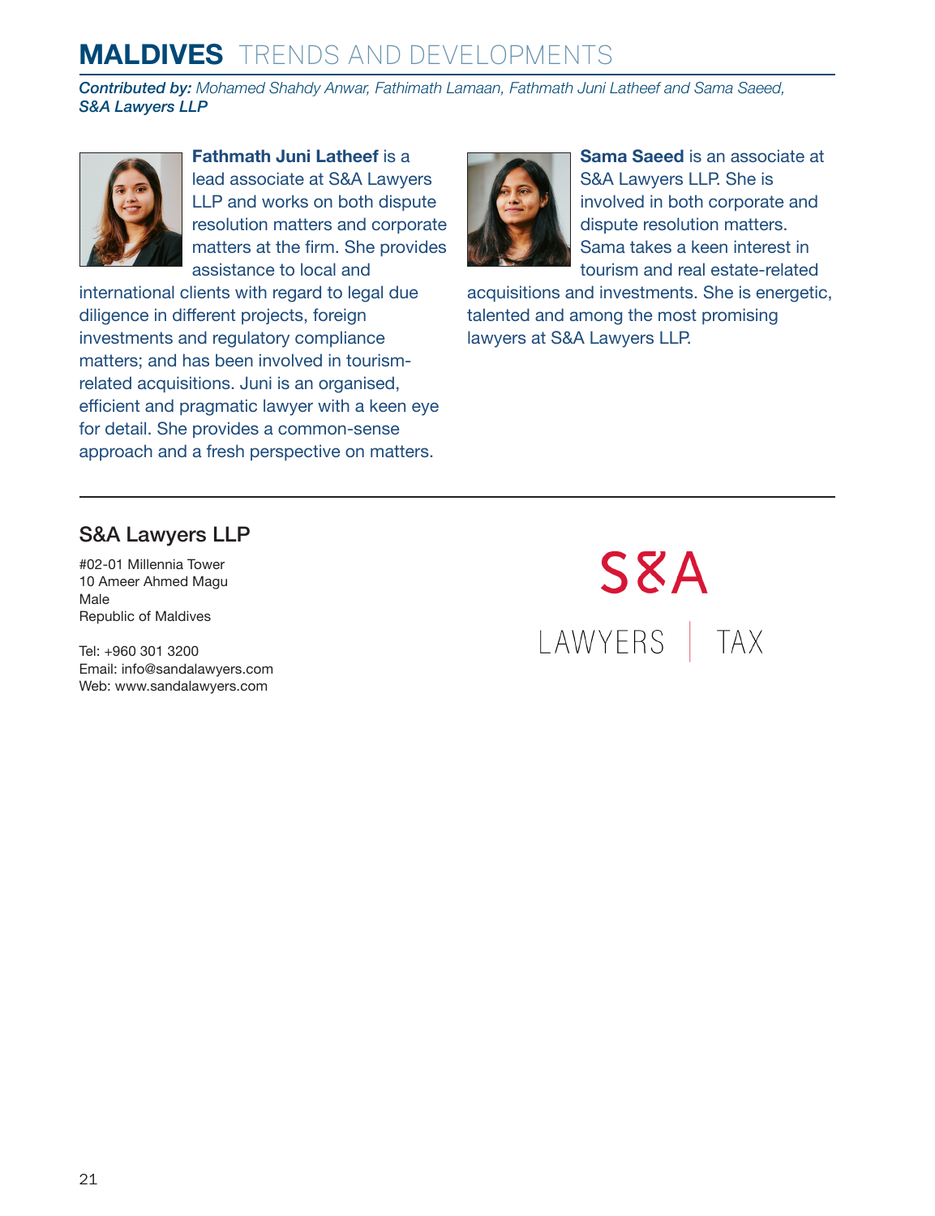# MALDIVES TRENDS AND DEVELOPMENTS

***Contributed by:*** *Mohamed Shahdy Anwar, Fathimath Lamaan, Fathmath Juni Latheef and Sama Saeed,* ***S&A Lawyers LLP***

**Fathmath Juni Latheef** is a lead associate at S&A Lawyers LLP and works on both dispute resolution matters and corporate matters at the firm. She provides assistance to local and international clients with regard to legal due diligence in different projects, foreign investments and regulatory compliance matters; and has been involved in tourism-related acquisitions. Juni is an organised, efficient and pragmatic lawyer with a keen eye for detail. She provides a common-sense approach and a fresh perspective on matters.

**Sama Saeed** is an associate at S&A Lawyers LLP. She is involved in both corporate and dispute resolution matters. Sama takes a keen interest in tourism and real estate-related acquisitions and investments. She is energetic, talented and among the most promising lawyers at S&A Lawyers LLP.

## S&A Lawyers LLP

#02-01 Millennia Tower
10 Ameer Ahmed Magu
Male
Republic of Maldives

Tel: +960 301 3200
Email: info@sandalawyers.com
Web: www.sandalawyers.com

S&A

LAWYERS | TAX